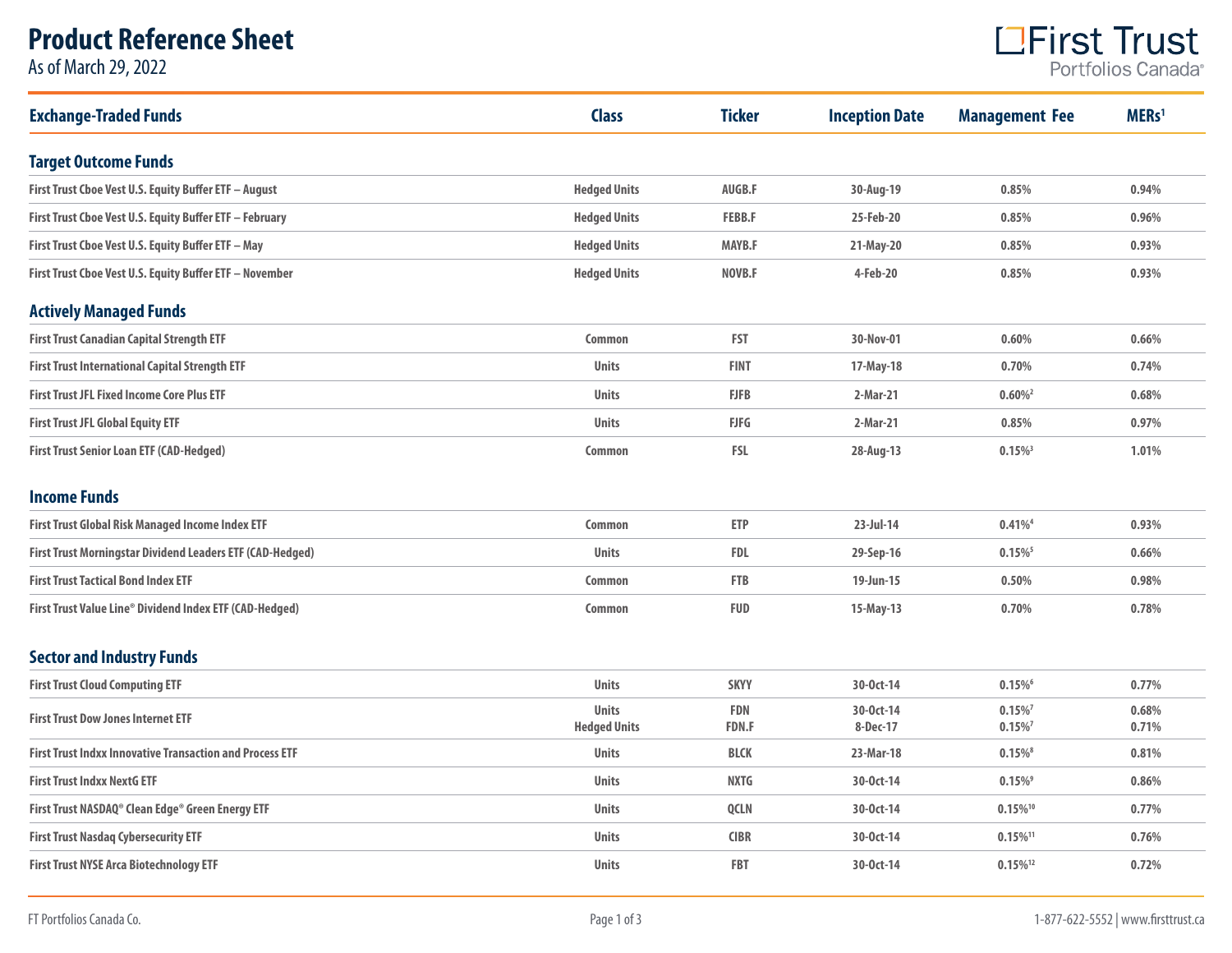# Product Reference Sheet

As of March 29, 2022

First Trust Portfolios Canada®

| Exchange-Traded Funds | Class | Ticker | Inception Date | Management Fee | MERs[1] |
|---|---|---|---|---|---|
| **Target Outcome Funds** | | | | | |
| First Trust Cboe Vest U.S. Equity Buffer ETF – August | Hedged Units | AUGB.F | 30-Aug-19 | 0.85% | 0.94% |
| First Trust Cboe Vest U.S. Equity Buffer ETF – February | Hedged Units | FEBB.F | 25-Feb-20 | 0.85% | 0.96% |
| First Trust Cboe Vest U.S. Equity Buffer ETF – May | Hedged Units | MAYB.F | 21-May-20 | 0.85% | 0.93% |
| First Trust Cboe Vest U.S. Equity Buffer ETF – November | Hedged Units | NOVB.F | 4-Feb-20 | 0.85% | 0.93% |
| **Actively Managed Funds** | | | | | |
| First Trust Canadian Capital Strength ETF | Common | FST | 30-Nov-01 | 0.60% | 0.66% |
| First Trust International Capital Strength ETF | Units | FINT | 17-May-18 | 0.70% | 0.74% |
| First Trust JFL Fixed Income Core Plus ETF | Units | FJFB | 2-Mar-21 | 0.60%[2] | 0.68% |
| First Trust JFL Global Equity ETF | Units | FJFG | 2-Mar-21 | 0.85% | 0.97% |
| First Trust Senior Loan ETF (CAD-Hedged) | Common | FSL | 28-Aug-13 | 0.15%[3] | 1.01% |
| **Income Funds** | | | | | |
| First Trust Global Risk Managed Income Index ETF | Common | ETP | 23-Jul-14 | 0.41%[4] | 0.93% |
| First Trust Morningstar Dividend Leaders ETF (CAD-Hedged) | Units | FDL | 29-Sep-16 | 0.15%[5] | 0.66% |
| First Trust Tactical Bond Index ETF | Common | FTB | 19-Jun-15 | 0.50% | 0.98% |
| First Trust Value Line® Dividend Index ETF (CAD-Hedged) | Common | FUD | 15-May-13 | 0.70% | 0.78% |
| **Sector and Industry Funds** | | | | | |
| First Trust Cloud Computing ETF | Units | SKYY | 30-Oct-14 | 0.15%[6] | 0.77% |
| First Trust Dow Jones Internet ETF | Units | FDN | 30-Oct-14 | 0.15%[7] | 0.68% |
| | Hedged Units | FDN.F | 8-Dec-17 | 0.15%[7] | 0.71% |
| First Trust Indxx Innovative Transaction and Process ETF | Units | BLCK | 23-Mar-18 | 0.15%[8] | 0.81% |
| First Trust Indxx NextG ETF | Units | NXTG | 30-Oct-14 | 0.15%[9] | 0.86% |
| First Trust NASDAQ® Clean Edge® Green Energy ETF | Units | QCLN | 30-Oct-14 | 0.15%[10] | 0.77% |
| First Trust Nasdaq Cybersecurity ETF | Units | CIBR | 30-Oct-14 | 0.15%[11] | 0.76% |
| First Trust NYSE Arca Biotechnology ETF | Units | FBT | 30-Oct-14 | 0.15%[12] | 0.72% |

FT Portfolios Canada Co.

1-877-622-5552 | www.firsttrust.ca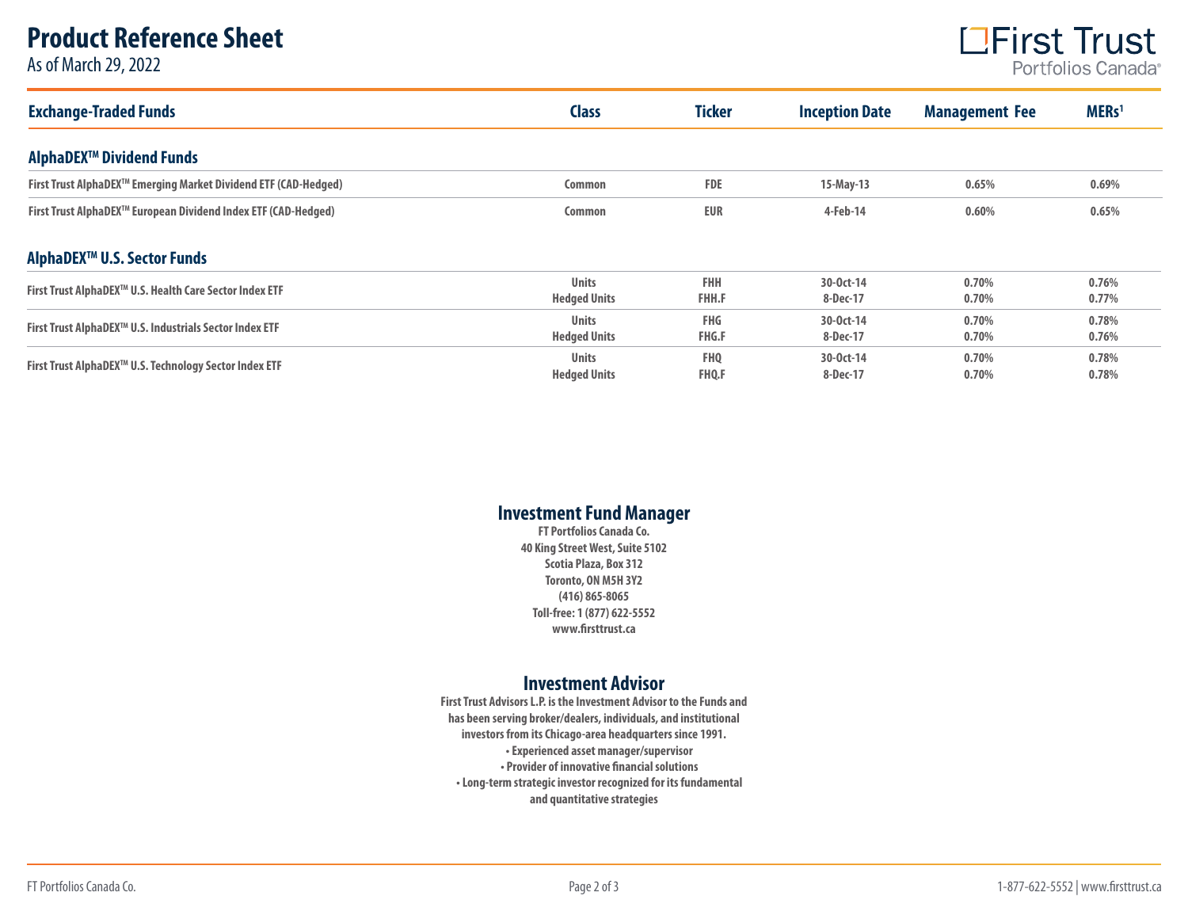# Product Reference Sheet

As of March 29, 2022

| Exchange-Traded Funds | Class | Ticker | Inception Date | Management Fee | MERs[1] |
|---|---|---|---|---|---|
| **AlphaDEX™ Dividend Funds** | | | | | |
| First Trust AlphaDEX™ Emerging Market Dividend ETF (CAD-Hedged) | Common | FDE | 15-May-13 | 0.65% | 0.69% |
| First Trust AlphaDEX™ European Dividend Index ETF (CAD-Hedged) | Common | EUR | 4-Feb-14 | 0.60% | 0.65% |
| **AlphaDEX™ U.S. Sector Funds** | | | | | |
| First Trust AlphaDEX™ U.S. Health Care Sector Index ETF | Units | FHH | 30-Oct-14 | 0.70% | 0.76% |
| | Hedged Units | FHH.F | 8-Dec-17 | 0.70% | 0.77% |
| First Trust AlphaDEX™ U.S. Industrials Sector Index ETF | Units | FHG | 30-Oct-14 | 0.70% | 0.78% |
| | Hedged Units | FHG.F | 8-Dec-17 | 0.70% | 0.76% |
| First Trust AlphaDEX™ U.S. Technology Sector Index ETF | Units | FHQ | 30-Oct-14 | 0.70% | 0.78% |
| | Hedged Units | FHQ.F | 8-Dec-17 | 0.70% | 0.78% |

## Investment Fund Manager

FT Portfolios Canada Co.
40 King Street West, Suite 5102
Scotia Plaza, Box 312
Toronto, ON M5H 3Y2
(416) 865-8065
Toll-free: 1 (877) 622-5552
www.firsttrust.ca

## Investment Advisor

First Trust Advisors L.P. is the Investment Advisor to the Funds and has been serving broker/dealers, individuals, and institutional investors from its Chicago-area headquarters since 1991.

- Experienced asset manager/supervisor
- Provider of innovative financial solutions
- Long-term strategic investor recognized for its fundamental and quantitative strategies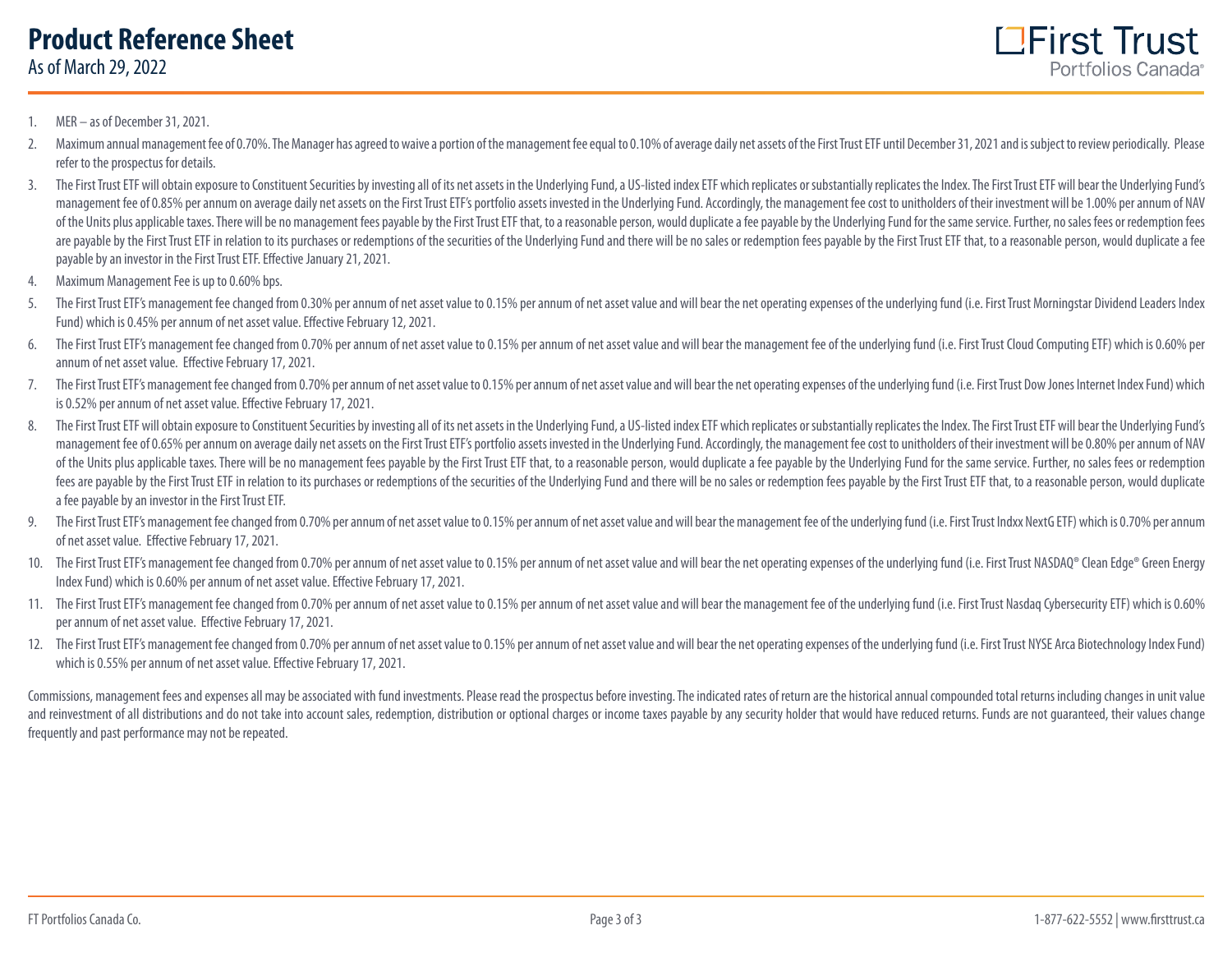# Product Reference Sheet

As of March 29, 2022

1. MER – as of December 31, 2021.
2. Maximum annual management fee of 0.70%. The Manager has agreed to waive a portion of the management fee equal to 0.10% of average daily net assets of the First Trust ETF until December 31, 2021 and is subject to review periodically. Please refer to the prospectus for details.
3. The First Trust ETF will obtain exposure to Constituent Securities by investing all of its net assets in the Underlying Fund, a US-listed index ETF which replicates or substantially replicates the Index. The First Trust ETF will bear the Underlying Fund's management fee of 0.85% per annum on average daily net assets on the First Trust ETF's portfolio assets invested in the Underlying Fund. Accordingly, the management fee cost to unitholders of their investment will be 1.00% per annum of NAV of the Units plus applicable taxes. There will be no management fees payable by the First Trust ETF that, to a reasonable person, would duplicate a fee payable by the Underlying Fund for the same service. Further, no sales fees or redemption fees are payable by the First Trust ETF in relation to its purchases or redemptions of the securities of the Underlying Fund and there will be no sales or redemption fees payable by the First Trust ETF that, to a reasonable person, would duplicate a fee payable by an investor in the First Trust ETF. Effective January 21, 2021.
4. Maximum Management Fee is up to 0.60% bps.
5. The First Trust ETF's management fee changed from 0.30% per annum of net asset value to 0.15% per annum of net asset value and will bear the net operating expenses of the underlying fund (i.e. First Trust Morningstar Dividend Leaders Index Fund) which is 0.45% per annum of net asset value. Effective February 12, 2021.
6. The First Trust ETF's management fee changed from 0.70% per annum of net asset value to 0.15% per annum of net asset value and will bear the management fee of the underlying fund (i.e. First Trust Cloud Computing ETF) which is 0.60% per annum of net asset value. Effective February 17, 2021.
7. The First Trust ETF's management fee changed from 0.70% per annum of net asset value to 0.15% per annum of net asset value and will bear the net operating expenses of the underlying fund (i.e. First Trust Dow Jones Internet Index Fund) which is 0.52% per annum of net asset value. Effective February 17, 2021.
8. The First Trust ETF will obtain exposure to Constituent Securities by investing all of its net assets in the Underlying Fund, a US-listed index ETF which replicates or substantially replicates the Index. The First Trust ETF will bear the Underlying Fund's management fee of 0.65% per annum on average daily net assets on the First Trust ETF's portfolio assets invested in the Underlying Fund. Accordingly, the management fee cost to unitholders of their investment will be 0.80% per annum of NAV of the Units plus applicable taxes. There will be no management fees payable by the First Trust ETF that, to a reasonable person, would duplicate a fee payable by the Underlying Fund for the same service. Further, no sales fees or redemption fees are payable by the First Trust ETF in relation to its purchases or redemptions of the securities of the Underlying Fund and there will be no sales or redemption fees payable by the First Trust ETF that, to a reasonable person, would duplicate a fee payable by an investor in the First Trust ETF.
9. The First Trust ETF's management fee changed from 0.70% per annum of net asset value to 0.15% per annum of net asset value and will bear the management fee of the underlying fund (i.e. First Trust Indxx NextG ETF) which is 0.70% per annum of net asset value. Effective February 17, 2021.
10. The First Trust ETF's management fee changed from 0.70% per annum of net asset value to 0.15% per annum of net asset value and will bear the net operating expenses of the underlying fund (i.e. First Trust NASDAQ® Clean Edge® Green Energy Index Fund) which is 0.60% per annum of net asset value. Effective February 17, 2021.
11. The First Trust ETF's management fee changed from 0.70% per annum of net asset value to 0.15% per annum of net asset value and will bear the management fee of the underlying fund (i.e. First Trust Nasdaq Cybersecurity ETF) which is 0.60% per annum of net asset value. Effective February 17, 2021.
12. The First Trust ETF's management fee changed from 0.70% per annum of net asset value to 0.15% per annum of net asset value and will bear the net operating expenses of the underlying fund (i.e. First Trust NYSE Arca Biotechnology Index Fund) which is 0.55% per annum of net asset value. Effective February 17, 2021.

Commissions, management fees and expenses all may be associated with fund investments. Please read the prospectus before investing. The indicated rates of return are the historical annual compounded total returns including changes in unit value and reinvestment of all distributions and do not take into account sales, redemption, distribution or optional charges or income taxes payable by any security holder that would have reduced returns. Funds are not guaranteed, their values change frequently and past performance may not be repeated.